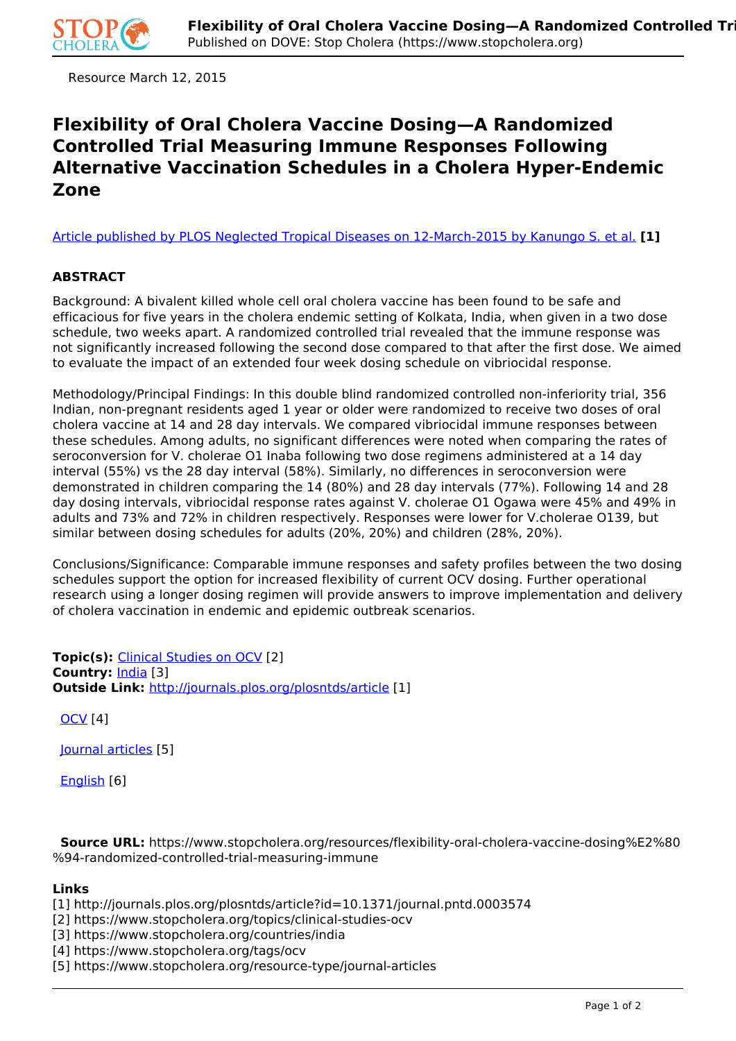Resource March 12, 2015

# Flexibility of Oral Cholera Vaccine Dosing—A Randomized Controlled Trial Measuring Immune Responses Following Alternative Vaccination Schedules in a Cholera Hyper-Endemic Zone

[Article published by PLOS Neglected Tropical Diseases on 12-March-2015 by Kanungo S. et al.](http://journals.plos.org/plosntds/article?id=10.1371/journal.pntd.0003574) **[1]**

**ABSTRACT**

Background: A bivalent killed whole cell oral cholera vaccine has been found to be safe and efficacious for five years in the cholera endemic setting of Kolkata, India, when given in a two dose schedule, two weeks apart. A randomized controlled trial revealed that the immune response was not significantly increased following the second dose compared to that after the first dose. We aimed to evaluate the impact of an extended four week dosing schedule on vibriocidal response.

Methodology/Principal Findings: In this double blind randomized controlled non-inferiority trial, 356 Indian, non-pregnant residents aged 1 year or older were randomized to receive two doses of oral cholera vaccine at 14 and 28 day intervals. We compared vibriocidal immune responses between these schedules. Among adults, no significant differences were noted when comparing the rates of seroconversion for V. cholerae O1 Inaba following two dose regimens administered at a 14 day interval (55%) vs the 28 day interval (58%). Similarly, no differences in seroconversion were demonstrated in children comparing the 14 (80%) and 28 day intervals (77%). Following 14 and 28 day dosing intervals, vibriocidal response rates against V. cholerae O1 Ogawa were 45% and 49% in adults and 73% and 72% in children respectively. Responses were lower for V.cholerae O139, but similar between dosing schedules for adults (20%, 20%) and children (28%, 20%).

Conclusions/Significance: Comparable immune responses and safety profiles between the two dosing schedules support the option for increased flexibility of current OCV dosing. Further operational research using a longer dosing regimen will provide answers to improve implementation and delivery of cholera vaccination in endemic and epidemic outbreak scenarios.

**Topic(s):** [Clinical Studies on OCV](https://www.stopcholera.org/topics/clinical-studies-ocv) [2]
**Country:** [India](https://www.stopcholera.org/countries/india) [3]
**Outside Link:** [http://journals.plos.org/plosntds/article](http://journals.plos.org/plosntds/article?id=10.1371/journal.pntd.0003574) [1]

[OCV](https://www.stopcholera.org/tags/ocv) [4]

[Journal articles](https://www.stopcholera.org/resource-type/journal-articles) [5]

English [6]

**Source URL:** https://www.stopcholera.org/resources/flexibility-oral-cholera-vaccine-dosing%E2%80%94-randomized-controlled-trial-measuring-immune

**Links**
[1] http://journals.plos.org/plosntds/article?id=10.1371/journal.pntd.0003574
[2] https://www.stopcholera.org/topics/clinical-studies-ocv
[3] https://www.stopcholera.org/countries/india
[4] https://www.stopcholera.org/tags/ocv
[5] https://www.stopcholera.org/resource-type/journal-articles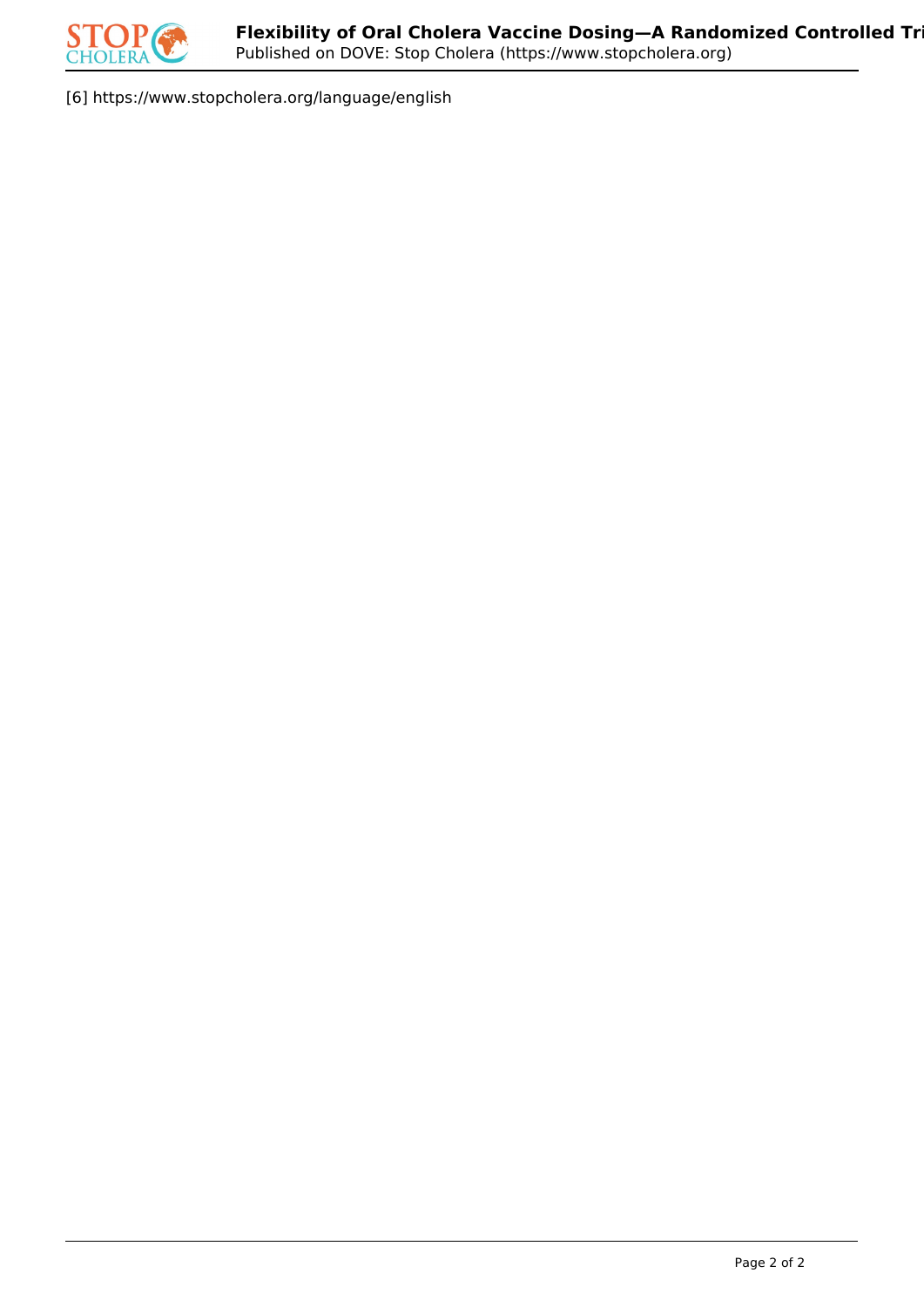[6] https://www.stopcholera.org/language/english